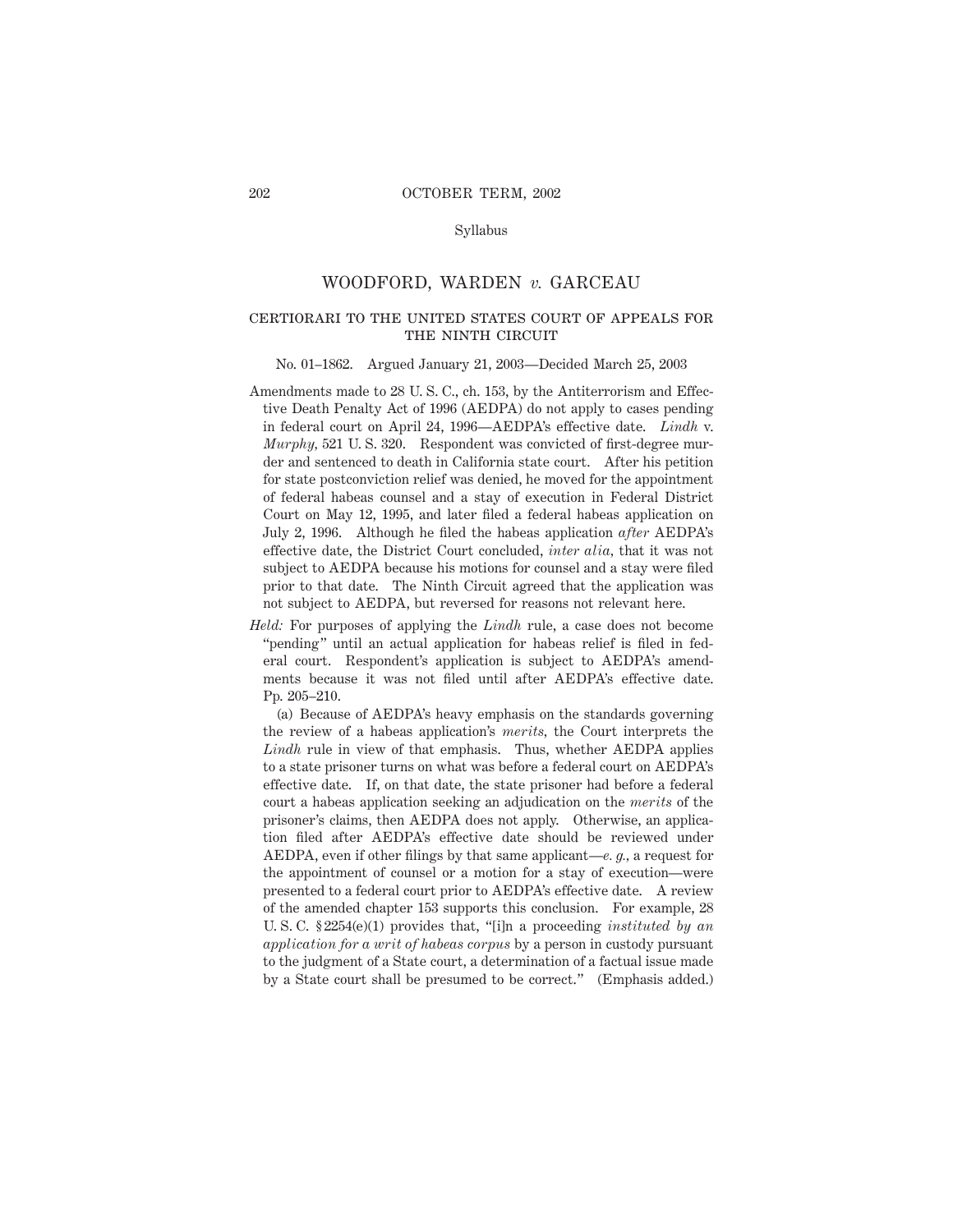Syllabus

# WOODFORD, WARDEN *v.* GARCEAU

## CERTIORARI TO THE UNITED STATES COURT OF APPEALS FOR THE NINTH CIRCUIT

No. 01–1862. Argued January 21, 2003—Decided March 25, 2003

Amendments made to 28 U. S. C., ch. 153, by the Antiterrorism and Effective Death Penalty Act of 1996 (AEDPA) do not apply to cases pending in federal court on April 24, 1996—AEDPA's effective date. *Lindh* v. *Murphy,* 521 U. S. 320. Respondent was convicted of first-degree murder and sentenced to death in California state court. After his petition for state postconviction relief was denied, he moved for the appointment of federal habeas counsel and a stay of execution in Federal District Court on May 12, 1995, and later filed a federal habeas application on July 2, 1996. Although he filed the habeas application *after* AEDPA's effective date, the District Court concluded, *inter alia,* that it was not subject to AEDPA because his motions for counsel and a stay were filed prior to that date. The Ninth Circuit agreed that the application was not subject to AEDPA, but reversed for reasons not relevant here.

*Held:* For purposes of applying the *Lindh* rule, a case does not become "pending" until an actual application for habeas relief is filed in federal court. Respondent's application is subject to AEDPA's amendments because it was not filed until after AEDPA's effective date. Pp. 205–210.

(a) Because of AEDPA's heavy emphasis on the standards governing the review of a habeas application's *merits,* the Court interprets the *Lindh* rule in view of that emphasis. Thus, whether AEDPA applies to a state prisoner turns on what was before a federal court on AEDPA's effective date. If, on that date, the state prisoner had before a federal court a habeas application seeking an adjudication on the *merits* of the prisoner's claims, then AEDPA does not apply. Otherwise, an application filed after AEDPA's effective date should be reviewed under AEDPA, even if other filings by that same applicant—*e. g.,* a request for the appointment of counsel or a motion for a stay of execution—were presented to a federal court prior to AEDPA's effective date. A review of the amended chapter 153 supports this conclusion. For example, 28 U. S. C. §2254(e)(1) provides that, "[i]n a proceeding *instituted by an application for a writ of habeas corpus* by a person in custody pursuant to the judgment of a State court, a determination of a factual issue made by a State court shall be presumed to be correct." (Emphasis added.)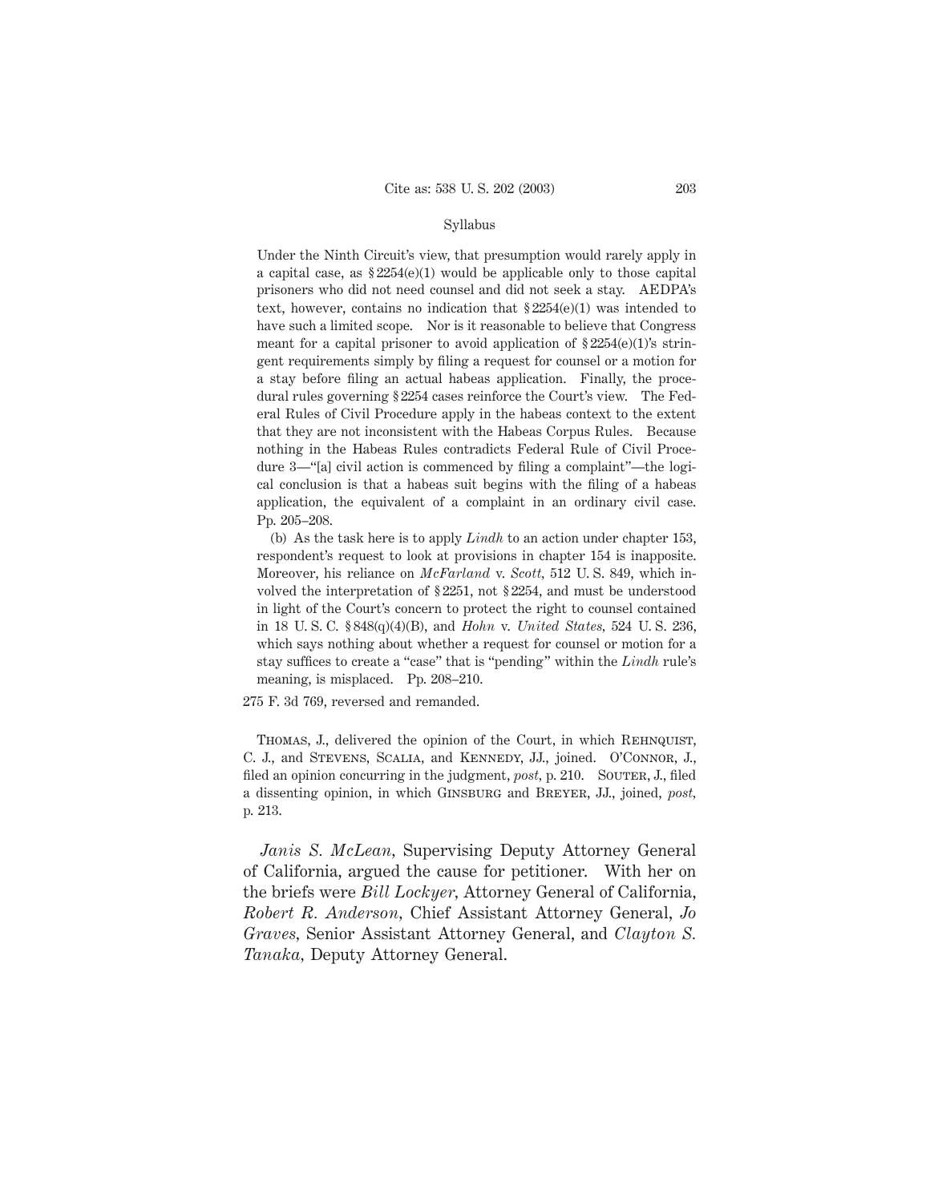Under the Ninth Circuit's view, that presumption would rarely apply in a capital case, as §2254(e)(1) would be applicable only to those capital prisoners who did not need counsel and did not seek a stay. AEDPA's text, however, contains no indication that §2254(e)(1) was intended to have such a limited scope. Nor is it reasonable to believe that Congress meant for a capital prisoner to avoid application of §2254(e)(1)'s stringent requirements simply by filing a request for counsel or a motion for a stay before filing an actual habeas application. Finally, the procedural rules governing §2254 cases reinforce the Court's view. The Federal Rules of Civil Procedure apply in the habeas context to the extent that they are not inconsistent with the Habeas Corpus Rules. Because nothing in the Habeas Rules contradicts Federal Rule of Civil Procedure 3—"[a] civil action is commenced by filing a complaint"—the logical conclusion is that a habeas suit begins with the filing of a habeas application, the equivalent of a complaint in an ordinary civil case. Pp. 205–208.

(b) As the task here is to apply *Lindh* to an action under chapter 153, respondent's request to look at provisions in chapter 154 is inapposite. Moreover, his reliance on *McFarland* v. *Scott*, 512 U. S. 849, which involved the interpretation of §2251, not §2254, and must be understood in light of the Court's concern to protect the right to counsel contained in 18 U. S. C. §848(q)(4)(B), and *Hohn* v. *United States*, 524 U. S. 236, which says nothing about whether a request for counsel or motion for a stay suffices to create a "case" that is "pending" within the *Lindh* rule's meaning, is misplaced. Pp. 208–210.

275 F. 3d 769, reversed and remanded.

Thomas, J., delivered the opinion of the Court, in which Rehnquist, C. J., and Stevens, Scalia, and Kennedy, JJ., joined. O'Connor, J., filed an opinion concurring in the judgment, *post*, p. 210. Souter, J., filed a dissenting opinion, in which Ginsburg and Breyer, JJ., joined, *post*, p. 213.

*Janis S. McLean*, Supervising Deputy Attorney General of California, argued the cause for petitioner. With her on the briefs were *Bill Lockyer*, Attorney General of California, *Robert R. Anderson*, Chief Assistant Attorney General, *Jo Graves*, Senior Assistant Attorney General, and *Clayton S. Tanaka*, Deputy Attorney General.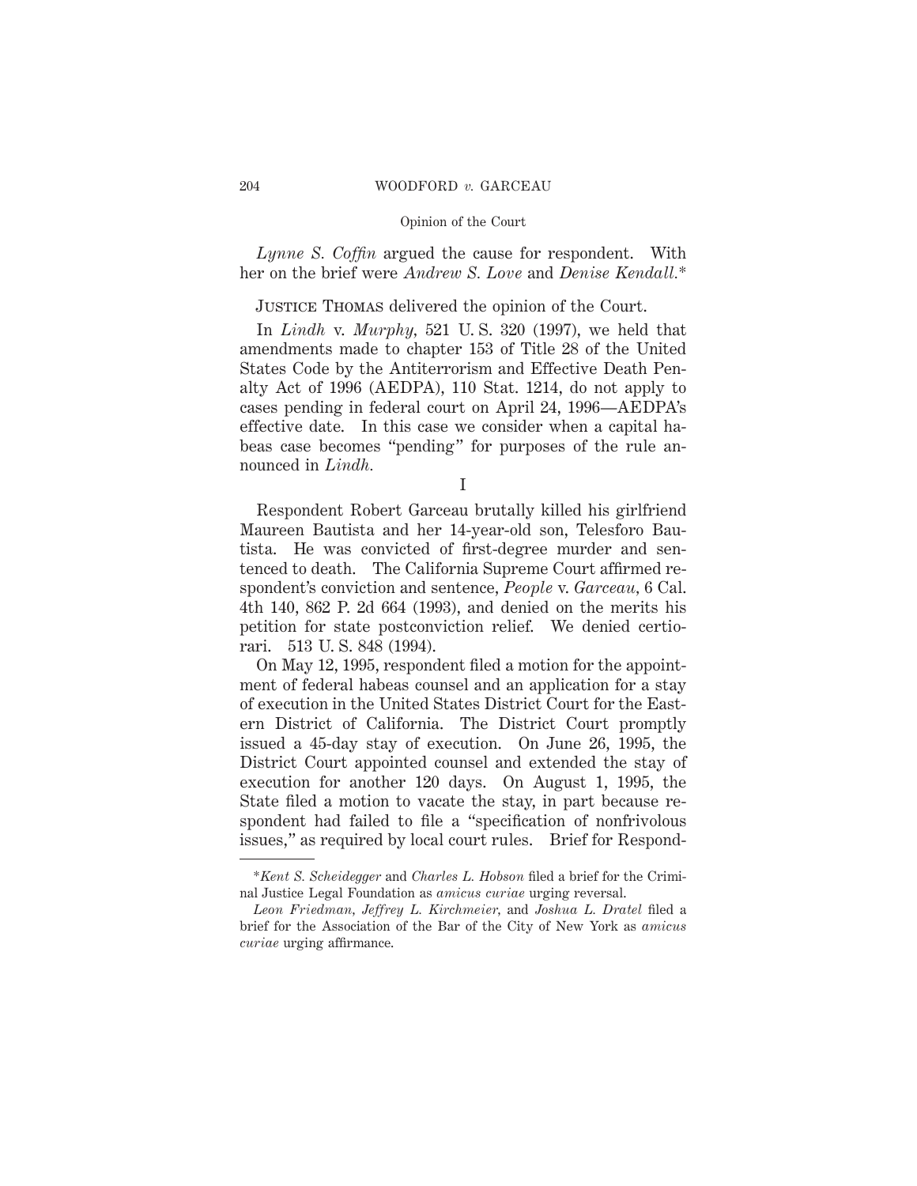*Lynne S. Coffin* argued the cause for respondent. With her on the brief were *Andrew S. Love* and *Denise Kendall.**

Justice Thomas delivered the opinion of the Court.

In *Lindh* v. *Murphy,* 521 U. S. 320 (1997), we held that amendments made to chapter 153 of Title 28 of the United States Code by the Antiterrorism and Effective Death Penalty Act of 1996 (AEDPA), 110 Stat. 1214, do not apply to cases pending in federal court on April 24, 1996—AEDPA's effective date. In this case we consider when a capital habeas case becomes "pending" for purposes of the rule announced in *Lindh.*

I

Respondent Robert Garceau brutally killed his girlfriend Maureen Bautista and her 14-year-old son, Telesforo Bautista. He was convicted of first-degree murder and sentenced to death. The California Supreme Court affirmed respondent's conviction and sentence, *People* v. *Garceau,* 6 Cal. 4th 140, 862 P. 2d 664 (1993), and denied on the merits his petition for state postconviction relief. We denied certiorari. 513 U. S. 848 (1994).

On May 12, 1995, respondent filed a motion for the appointment of federal habeas counsel and an application for a stay of execution in the United States District Court for the Eastern District of California. The District Court promptly issued a 45-day stay of execution. On June 26, 1995, the District Court appointed counsel and extended the stay of execution for another 120 days. On August 1, 1995, the State filed a motion to vacate the stay, in part because respondent had failed to file a "specification of nonfrivolous issues," as required by local court rules. Brief for Respond-

---

**Kent S. Scheidegger* and *Charles L. Hobson* filed a brief for the Criminal Justice Legal Foundation as *amicus curiae* urging reversal.

*Leon Friedman, Jeffrey L. Kirchmeier,* and *Joshua L. Dratel* filed a brief for the Association of the Bar of the City of New York as *amicus curiae* urging affirmance.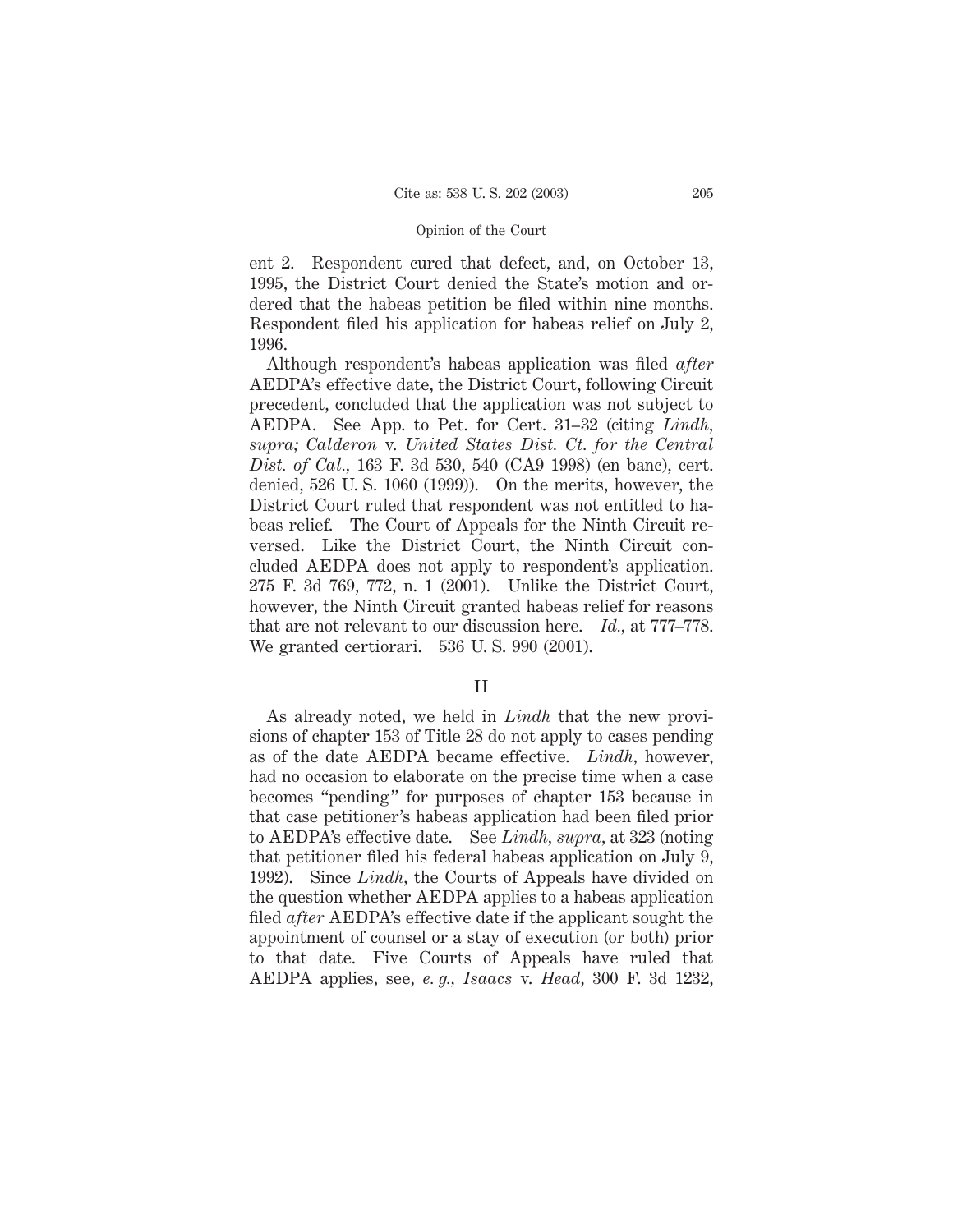ent 2. Respondent cured that defect, and, on October 13, 1995, the District Court denied the State's motion and ordered that the habeas petition be filed within nine months. Respondent filed his application for habeas relief on July 2, 1996.

Although respondent's habeas application was filed *after* AEDPA's effective date, the District Court, following Circuit precedent, concluded that the application was not subject to AEDPA. See App. to Pet. for Cert. 31–32 (citing *Lindh*, *supra; Calderon* v. *United States Dist. Ct. for the Central Dist. of Cal.*, 163 F. 3d 530, 540 (CA9 1998) (en banc), cert. denied, 526 U. S. 1060 (1999)). On the merits, however, the District Court ruled that respondent was not entitled to habeas relief. The Court of Appeals for the Ninth Circuit reversed. Like the District Court, the Ninth Circuit concluded AEDPA does not apply to respondent's application. 275 F. 3d 769, 772, n. 1 (2001). Unlike the District Court, however, the Ninth Circuit granted habeas relief for reasons that are not relevant to our discussion here. *Id.*, at 777–778. We granted certiorari. 536 U. S. 990 (2001).

## II

As already noted, we held in *Lindh* that the new provisions of chapter 153 of Title 28 do not apply to cases pending as of the date AEDPA became effective. *Lindh*, however, had no occasion to elaborate on the precise time when a case becomes "pending" for purposes of chapter 153 because in that case petitioner's habeas application had been filed prior to AEDPA's effective date. See *Lindh*, *supra*, at 323 (noting that petitioner filed his federal habeas application on July 9, 1992). Since *Lindh*, the Courts of Appeals have divided on the question whether AEDPA applies to a habeas application filed *after* AEDPA's effective date if the applicant sought the appointment of counsel or a stay of execution (or both) prior to that date. Five Courts of Appeals have ruled that AEDPA applies, see, *e. g.*, *Isaacs* v. *Head*, 300 F. 3d 1232,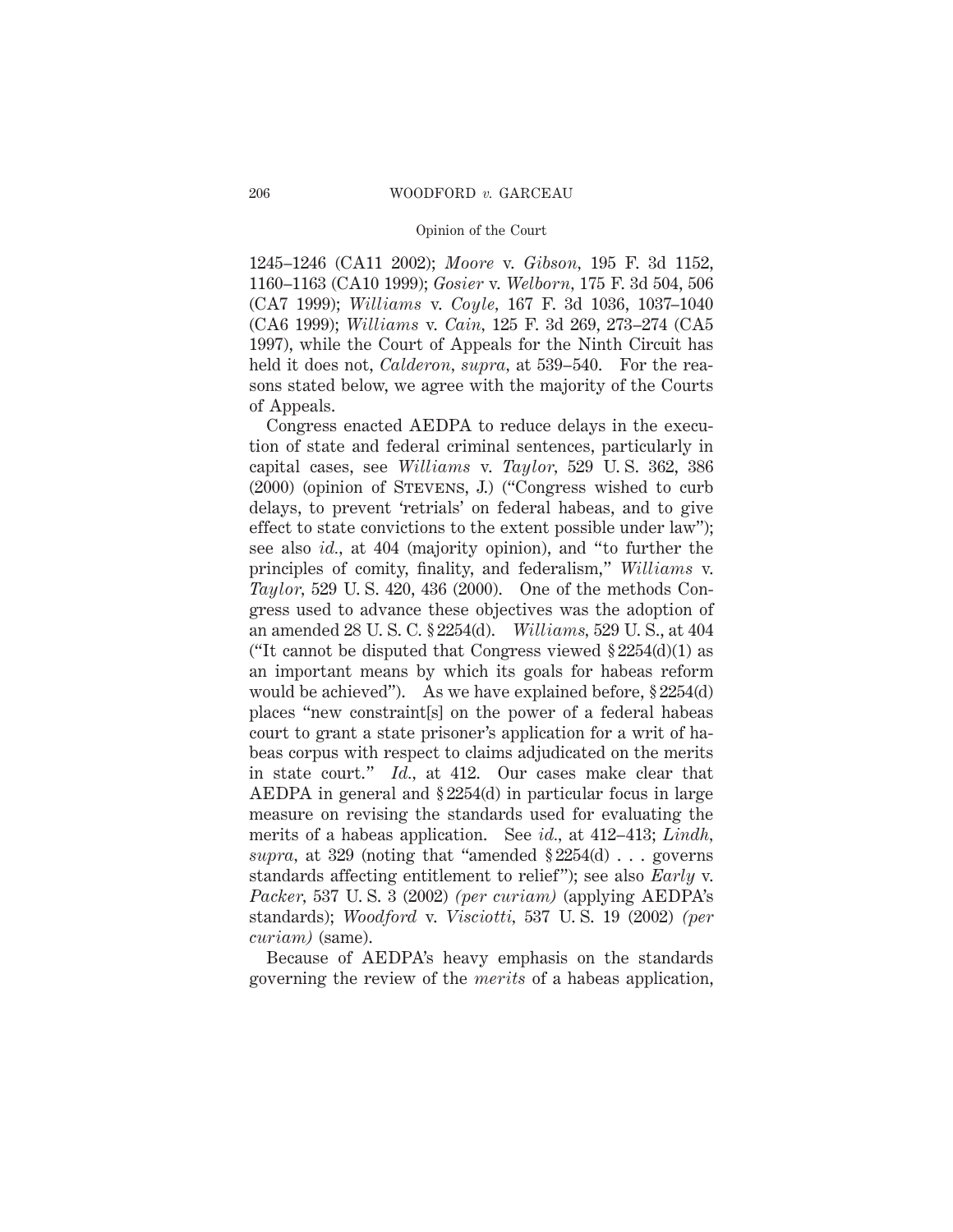1245–1246 (CA11 2002); *Moore* v. *Gibson*, 195 F. 3d 1152, 1160–1163 (CA10 1999); *Gosier* v. *Welborn*, 175 F. 3d 504, 506 (CA7 1999); *Williams* v. *Coyle*, 167 F. 3d 1036, 1037–1040 (CA6 1999); *Williams* v. *Cain*, 125 F. 3d 269, 273–274 (CA5 1997), while the Court of Appeals for the Ninth Circuit has held it does not, *Calderon*, *supra*, at 539–540. For the reasons stated below, we agree with the majority of the Courts of Appeals.

Congress enacted AEDPA to reduce delays in the execution of state and federal criminal sentences, particularly in capital cases, see *Williams* v. *Taylor*, 529 U. S. 362, 386 (2000) (opinion of Stevens, J.) ("Congress wished to curb delays, to prevent 'retrials' on federal habeas, and to give effect to state convictions to the extent possible under law"); see also *id.*, at 404 (majority opinion), and "to further the principles of comity, finality, and federalism," *Williams* v. *Taylor*, 529 U. S. 420, 436 (2000). One of the methods Congress used to advance these objectives was the adoption of an amended 28 U. S. C. § 2254(d). *Williams*, 529 U. S., at 404 ("It cannot be disputed that Congress viewed § 2254(d)(1) as an important means by which its goals for habeas reform would be achieved"). As we have explained before, § 2254(d) places "new constraint[s] on the power of a federal habeas court to grant a state prisoner's application for a writ of habeas corpus with respect to claims adjudicated on the merits in state court." *Id.*, at 412. Our cases make clear that AEDPA in general and § 2254(d) in particular focus in large measure on revising the standards used for evaluating the merits of a habeas application. See *id.*, at 412–413; *Lindh*, *supra*, at 329 (noting that "amended § 2254(d) . . . governs standards affecting entitlement to relief"); see also *Early* v. *Packer*, 537 U. S. 3 (2002) *(per curiam)* (applying AEDPA's standards); *Woodford* v. *Visciotti*, 537 U. S. 19 (2002) *(per curiam)* (same).

Because of AEDPA's heavy emphasis on the standards governing the review of the *merits* of a habeas application,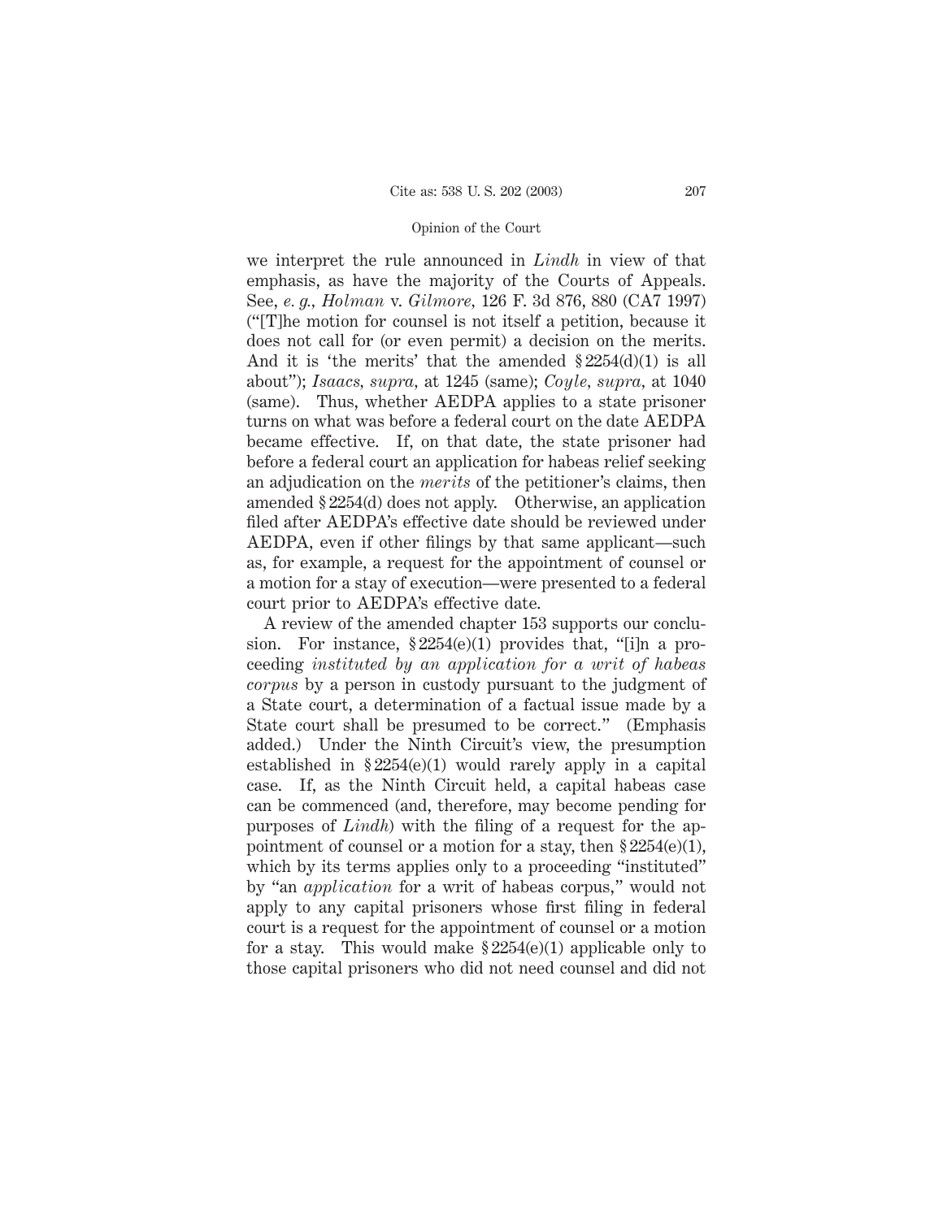we interpret the rule announced in *Lindh* in view of that emphasis, as have the majority of the Courts of Appeals. See, *e. g., Holman* v. *Gilmore,* 126 F. 3d 876, 880 (CA7 1997) ("[T]he motion for counsel is not itself a petition, because it does not call for (or even permit) a decision on the merits. And it is 'the merits' that the amended § 2254(d)(1) is all about"); *Isaacs, supra,* at 1245 (same); *Coyle, supra,* at 1040 (same). Thus, whether AEDPA applies to a state prisoner turns on what was before a federal court on the date AEDPA became effective. If, on that date, the state prisoner had before a federal court an application for habeas relief seeking an adjudication on the *merits* of the petitioner's claims, then amended § 2254(d) does not apply. Otherwise, an application filed after AEDPA's effective date should be reviewed under AEDPA, even if other filings by that same applicant—such as, for example, a request for the appointment of counsel or a motion for a stay of execution—were presented to a federal court prior to AEDPA's effective date.

A review of the amended chapter 153 supports our conclusion. For instance, § 2254(e)(1) provides that, "[i]n a proceeding *instituted by an application for a writ of habeas corpus* by a person in custody pursuant to the judgment of a State court, a determination of a factual issue made by a State court shall be presumed to be correct." (Emphasis added.) Under the Ninth Circuit's view, the presumption established in § 2254(e)(1) would rarely apply in a capital case. If, as the Ninth Circuit held, a capital habeas case can be commenced (and, therefore, may become pending for purposes of *Lindh*) with the filing of a request for the appointment of counsel or a motion for a stay, then § 2254(e)(1), which by its terms applies only to a proceeding "instituted" by "an *application* for a writ of habeas corpus," would not apply to any capital prisoners whose first filing in federal court is a request for the appointment of counsel or a motion for a stay. This would make § 2254(e)(1) applicable only to those capital prisoners who did not need counsel and did not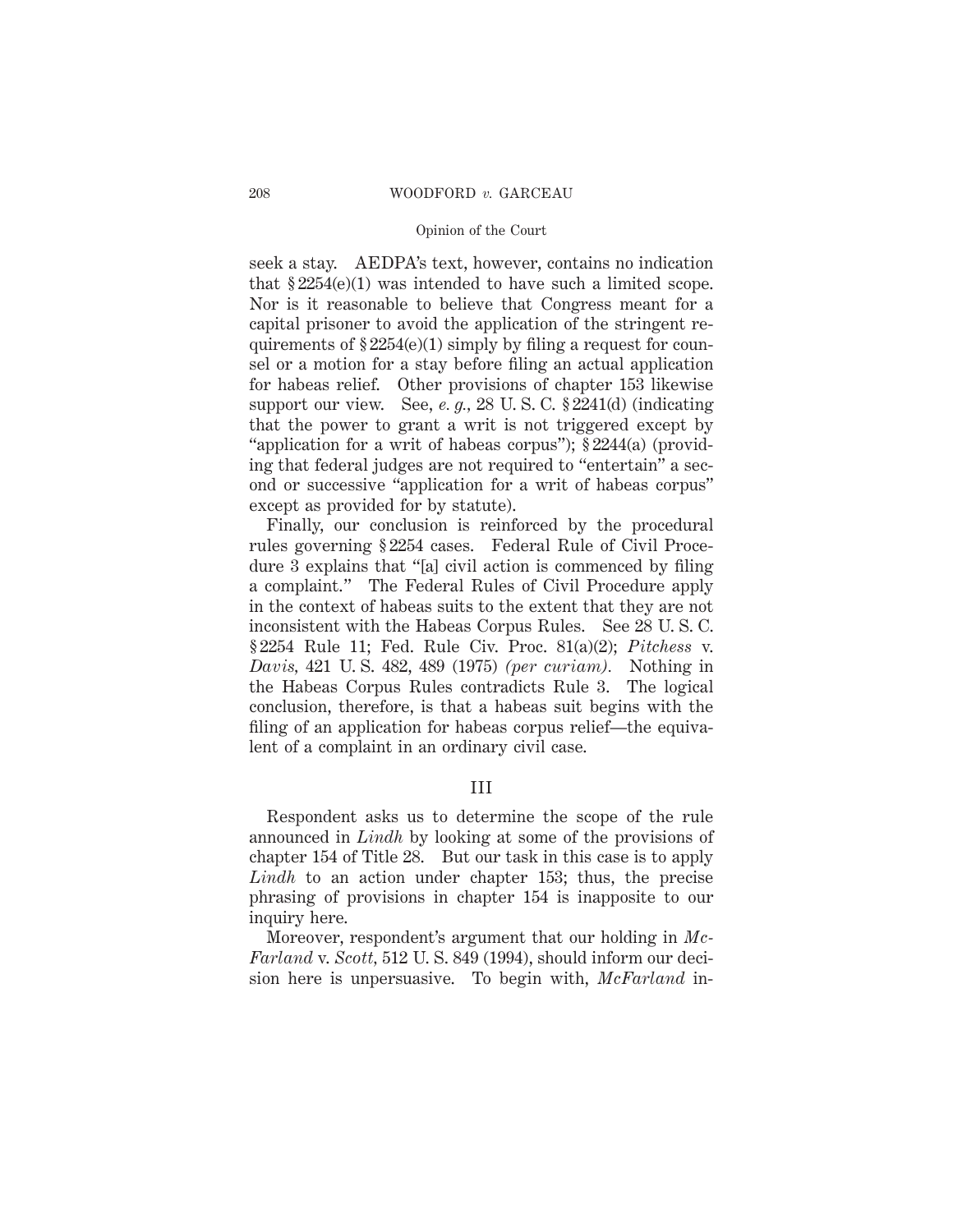seek a stay. AEDPA's text, however, contains no indication that § 2254(e)(1) was intended to have such a limited scope. Nor is it reasonable to believe that Congress meant for a capital prisoner to avoid the application of the stringent requirements of § 2254(e)(1) simply by filing a request for counsel or a motion for a stay before filing an actual application for habeas relief. Other provisions of chapter 153 likewise support our view. See, *e. g.,* 28 U. S. C. § 2241(d) (indicating that the power to grant a writ is not triggered except by "application for a writ of habeas corpus"); § 2244(a) (providing that federal judges are not required to "entertain" a second or successive "application for a writ of habeas corpus" except as provided for by statute).

Finally, our conclusion is reinforced by the procedural rules governing § 2254 cases. Federal Rule of Civil Procedure 3 explains that "[a] civil action is commenced by filing a complaint." The Federal Rules of Civil Procedure apply in the context of habeas suits to the extent that they are not inconsistent with the Habeas Corpus Rules. See 28 U. S. C. § 2254 Rule 11; Fed. Rule Civ. Proc. 81(a)(2); *Pitchess* v. *Davis,* 421 U. S. 482, 489 (1975) *(per curiam).* Nothing in the Habeas Corpus Rules contradicts Rule 3. The logical conclusion, therefore, is that a habeas suit begins with the filing of an application for habeas corpus relief—the equivalent of a complaint in an ordinary civil case.

## III

Respondent asks us to determine the scope of the rule announced in *Lindh* by looking at some of the provisions of chapter 154 of Title 28. But our task in this case is to apply *Lindh* to an action under chapter 153; thus, the precise phrasing of provisions in chapter 154 is inapposite to our inquiry here.

Moreover, respondent's argument that our holding in *McFarland* v. *Scott,* 512 U. S. 849 (1994), should inform our decision here is unpersuasive. To begin with, *McFarland* in-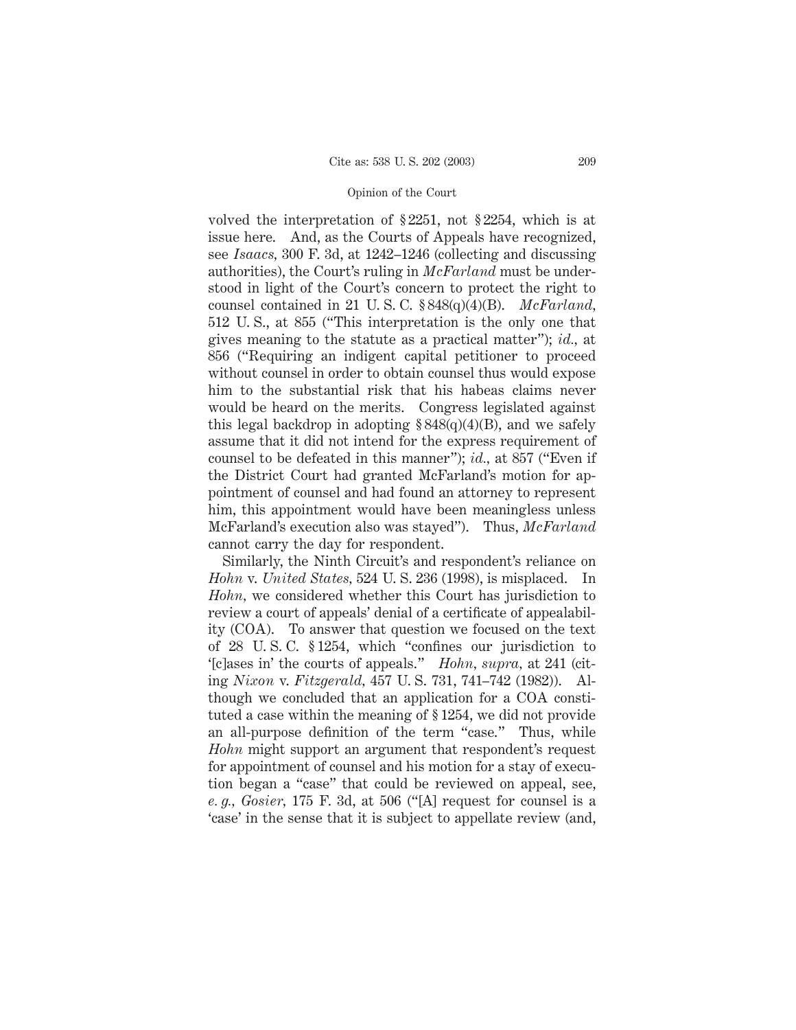volved the interpretation of §2251, not §2254, which is at issue here. And, as the Courts of Appeals have recognized, see *Isaacs,* 300 F. 3d, at 1242–1246 (collecting and discussing authorities), the Court's ruling in *McFarland* must be understood in light of the Court's concern to protect the right to counsel contained in 21 U. S. C. §848(q)(4)(B). *McFarland,* 512 U. S., at 855 ("This interpretation is the only one that gives meaning to the statute as a practical matter"); *id.,* at 856 ("Requiring an indigent capital petitioner to proceed without counsel in order to obtain counsel thus would expose him to the substantial risk that his habeas claims never would be heard on the merits. Congress legislated against this legal backdrop in adopting §848(q)(4)(B), and we safely assume that it did not intend for the express requirement of counsel to be defeated in this manner"); *id.,* at 857 ("Even if the District Court had granted McFarland's motion for appointment of counsel and had found an attorney to represent him, this appointment would have been meaningless unless McFarland's execution also was stayed"). Thus, *McFarland* cannot carry the day for respondent.

Similarly, the Ninth Circuit's and respondent's reliance on *Hohn* v. *United States,* 524 U. S. 236 (1998), is misplaced. In *Hohn,* we considered whether this Court has jurisdiction to review a court of appeals' denial of a certificate of appealability (COA). To answer that question we focused on the text of 28 U. S. C. §1254, which "confines our jurisdiction to '[c]ases in' the courts of appeals." *Hohn, supra,* at 241 (citing *Nixon* v. *Fitzgerald,* 457 U. S. 731, 741–742 (1982)). Although we concluded that an application for a COA constituted a case within the meaning of §1254, we did not provide an all-purpose definition of the term "case." Thus, while *Hohn* might support an argument that respondent's request for appointment of counsel and his motion for a stay of execution began a "case" that could be reviewed on appeal, see, *e. g., Gosier,* 175 F. 3d, at 506 ("[A] request for counsel is a 'case' in the sense that it is subject to appellate review (and,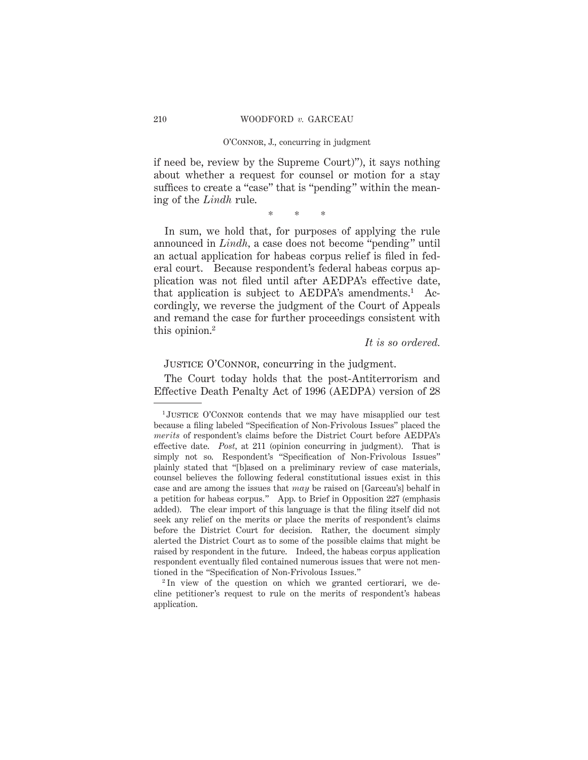if need be, review by the Supreme Court)"), it says nothing about whether a request for counsel or motion for a stay suffices to create a "case" that is "pending" within the meaning of the *Lindh* rule.

\* \* \*

In sum, we hold that, for purposes of applying the rule announced in *Lindh*, a case does not become "pending" until an actual application for habeas corpus relief is filed in federal court. Because respondent's federal habeas corpus application was not filed until after AEDPA's effective date, that application is subject to AEDPA's amendments.[1] Accordingly, we reverse the judgment of the Court of Appeals and remand the case for further proceedings consistent with this opinion.[2]

*It is so ordered.*

JUSTICE O'CONNOR, concurring in the judgment.

The Court today holds that the post-Antiterrorism and Effective Death Penalty Act of 1996 (AEDPA) version of 28

---

[1] JUSTICE O'CONNOR contends that we may have misapplied our test because a filing labeled "Specification of Non-Frivolous Issues" placed the *merits* of respondent's claims before the District Court before AEDPA's effective date. *Post,* at 211 (opinion concurring in judgment). That is simply not so. Respondent's "Specification of Non-Frivolous Issues" plainly stated that "[b]ased on a preliminary review of case materials, counsel believes the following federal constitutional issues exist in this case and are among the issues that *may* be raised on [Garceau's] behalf in a petition for habeas corpus." App. to Brief in Opposition 227 (emphasis added). The clear import of this language is that the filing itself did not seek any relief on the merits or place the merits of respondent's claims before the District Court for decision. Rather, the document simply alerted the District Court as to some of the possible claims that might be raised by respondent in the future. Indeed, the habeas corpus application respondent eventually filed contained numerous issues that were not mentioned in the "Specification of Non-Frivolous Issues."

[2] In view of the question on which we granted certiorari, we decline petitioner's request to rule on the merits of respondent's habeas application.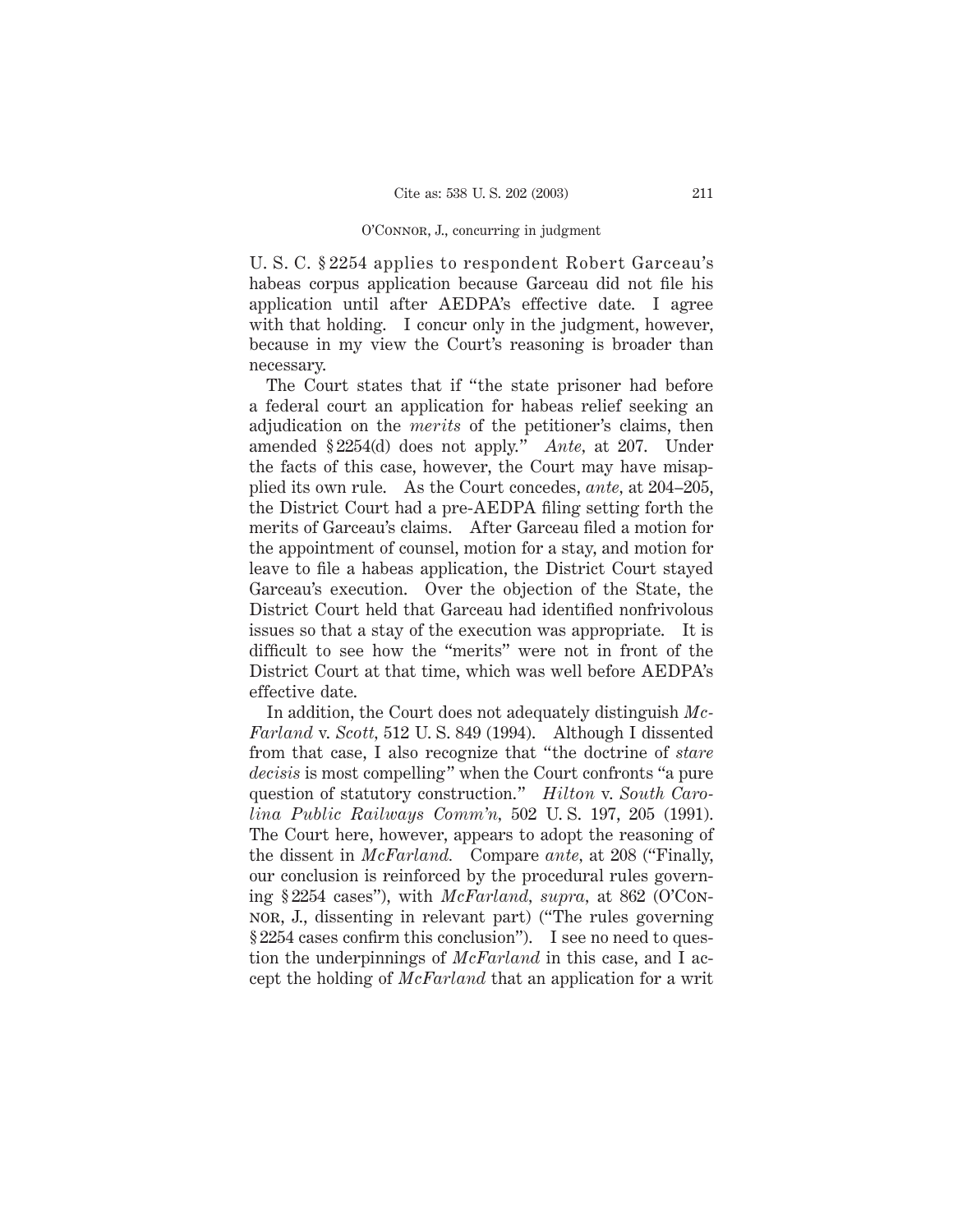U. S. C. § 2254 applies to respondent Robert Garceau's habeas corpus application because Garceau did not file his application until after AEDPA's effective date. I agree with that holding. I concur only in the judgment, however, because in my view the Court's reasoning is broader than necessary.

The Court states that if "the state prisoner had before a federal court an application for habeas relief seeking an adjudication on the *merits* of the petitioner's claims, then amended § 2254(d) does not apply." *Ante,* at 207. Under the facts of this case, however, the Court may have misapplied its own rule. As the Court concedes, *ante,* at 204–205, the District Court had a pre-AEDPA filing setting forth the merits of Garceau's claims. After Garceau filed a motion for the appointment of counsel, motion for a stay, and motion for leave to file a habeas application, the District Court stayed Garceau's execution. Over the objection of the State, the District Court held that Garceau had identified nonfrivolous issues so that a stay of the execution was appropriate. It is difficult to see how the "merits" were not in front of the District Court at that time, which was well before AEDPA's effective date.

In addition, the Court does not adequately distinguish *McFarland* v. *Scott,* 512 U. S. 849 (1994). Although I dissented from that case, I also recognize that "the doctrine of *stare decisis* is most compelling" when the Court confronts "a pure question of statutory construction." *Hilton* v. *South Carolina Public Railways Comm'n,* 502 U. S. 197, 205 (1991). The Court here, however, appears to adopt the reasoning of the dissent in *McFarland.* Compare *ante,* at 208 ("Finally, our conclusion is reinforced by the procedural rules governing § 2254 cases"), with *McFarland, supra,* at 862 (O'Connor, J., dissenting in relevant part) ("The rules governing § 2254 cases confirm this conclusion"). I see no need to question the underpinnings of *McFarland* in this case, and I accept the holding of *McFarland* that an application for a writ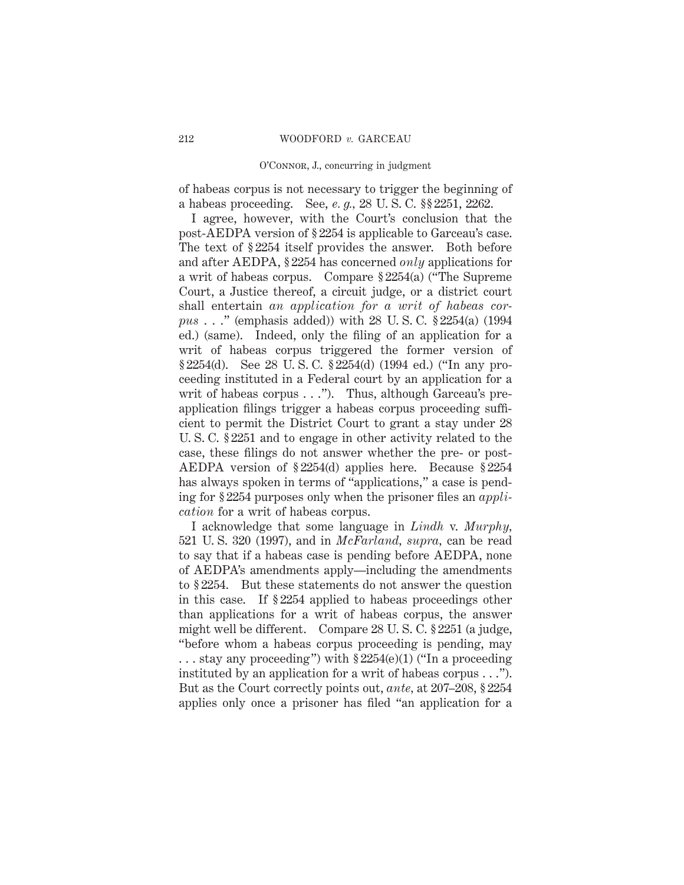of habeas corpus is not necessary to trigger the beginning of a habeas proceeding. See, *e. g.,* 28 U. S. C. §§ 2251, 2262.

I agree, however, with the Court's conclusion that the post-AEDPA version of § 2254 is applicable to Garceau's case. The text of § 2254 itself provides the answer. Both before and after AEDPA, § 2254 has concerned *only* applications for a writ of habeas corpus. Compare § 2254(a) ("The Supreme Court, a Justice thereof, a circuit judge, or a district court shall entertain *an application for a writ of habeas corpus* . . ." (emphasis added)) with 28 U. S. C. § 2254(a) (1994 ed.) (same). Indeed, only the filing of an application for a writ of habeas corpus triggered the former version of § 2254(d). See 28 U. S. C. § 2254(d) (1994 ed.) ("In any proceeding instituted in a Federal court by an application for a writ of habeas corpus . . ."). Thus, although Garceau's pre-application filings trigger a habeas corpus proceeding sufficient to permit the District Court to grant a stay under 28 U. S. C. § 2251 and to engage in other activity related to the case, these filings do not answer whether the pre- or post-AEDPA version of § 2254(d) applies here. Because § 2254 has always spoken in terms of "applications," a case is pending for § 2254 purposes only when the prisoner files an *application* for a writ of habeas corpus.

I acknowledge that some language in *Lindh* v. *Murphy,* 521 U. S. 320 (1997), and in *McFarland, supra,* can be read to say that if a habeas case is pending before AEDPA, none of AEDPA's amendments apply—including the amendments to § 2254. But these statements do not answer the question in this case. If § 2254 applied to habeas proceedings other than applications for a writ of habeas corpus, the answer might well be different. Compare 28 U. S. C. § 2251 (a judge, "before whom a habeas corpus proceeding is pending, may . . . stay any proceeding") with § 2254(e)(1) ("In a proceeding instituted by an application for a writ of habeas corpus . . ."). But as the Court correctly points out, *ante,* at 207–208, § 2254 applies only once a prisoner has filed "an application for a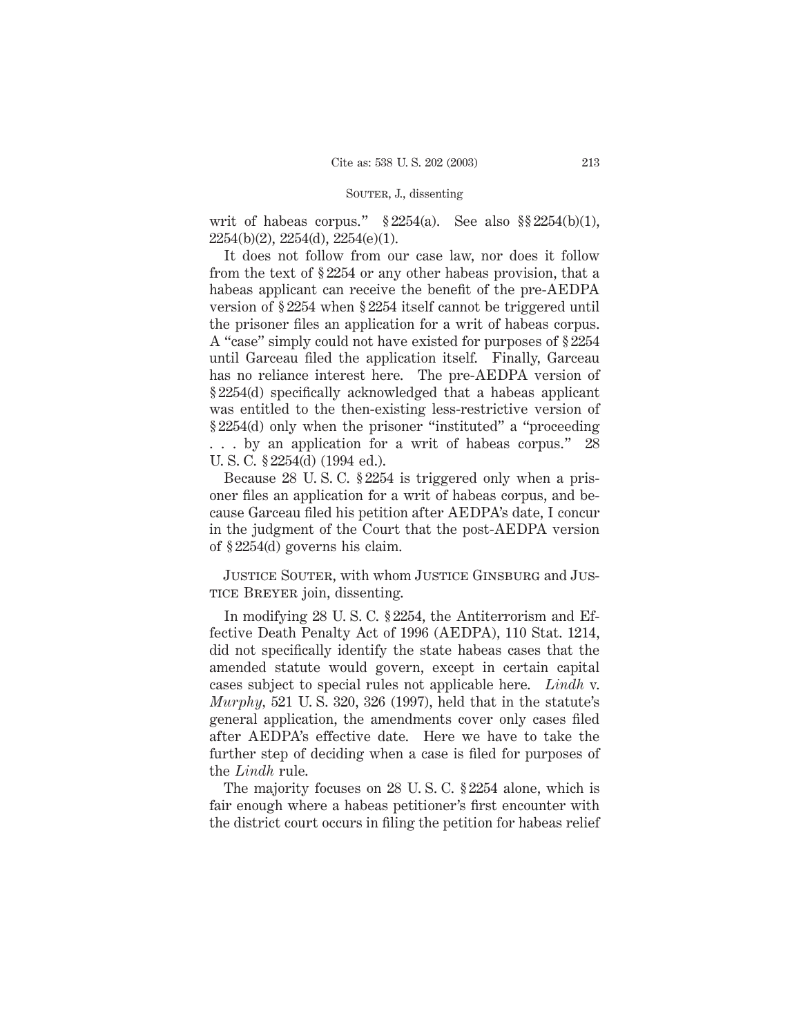writ of habeas corpus." § 2254(a). See also §§ 2254(b)(1), 2254(b)(2), 2254(d), 2254(e)(1).

It does not follow from our case law, nor does it follow from the text of § 2254 or any other habeas provision, that a habeas applicant can receive the benefit of the pre-AEDPA version of § 2254 when § 2254 itself cannot be triggered until the prisoner files an application for a writ of habeas corpus. A "case" simply could not have existed for purposes of § 2254 until Garceau filed the application itself. Finally, Garceau has no reliance interest here. The pre-AEDPA version of § 2254(d) specifically acknowledged that a habeas applicant was entitled to the then-existing less-restrictive version of § 2254(d) only when the prisoner "instituted" a "proceeding . . . by an application for a writ of habeas corpus." 28 U. S. C. § 2254(d) (1994 ed.).

Because 28 U. S. C. § 2254 is triggered only when a prisoner files an application for a writ of habeas corpus, and because Garceau filed his petition after AEDPA's date, I concur in the judgment of the Court that the post-AEDPA version of § 2254(d) governs his claim.

JUSTICE SOUTER, with whom JUSTICE GINSBURG and JUSTICE BREYER join, dissenting.

In modifying 28 U. S. C. § 2254, the Antiterrorism and Effective Death Penalty Act of 1996 (AEDPA), 110 Stat. 1214, did not specifically identify the state habeas cases that the amended statute would govern, except in certain capital cases subject to special rules not applicable here. *Lindh* v. *Murphy*, 521 U. S. 320, 326 (1997), held that in the statute's general application, the amendments cover only cases filed after AEDPA's effective date. Here we have to take the further step of deciding when a case is filed for purposes of the *Lindh* rule.

The majority focuses on 28 U. S. C. § 2254 alone, which is fair enough where a habeas petitioner's first encounter with the district court occurs in filing the petition for habeas relief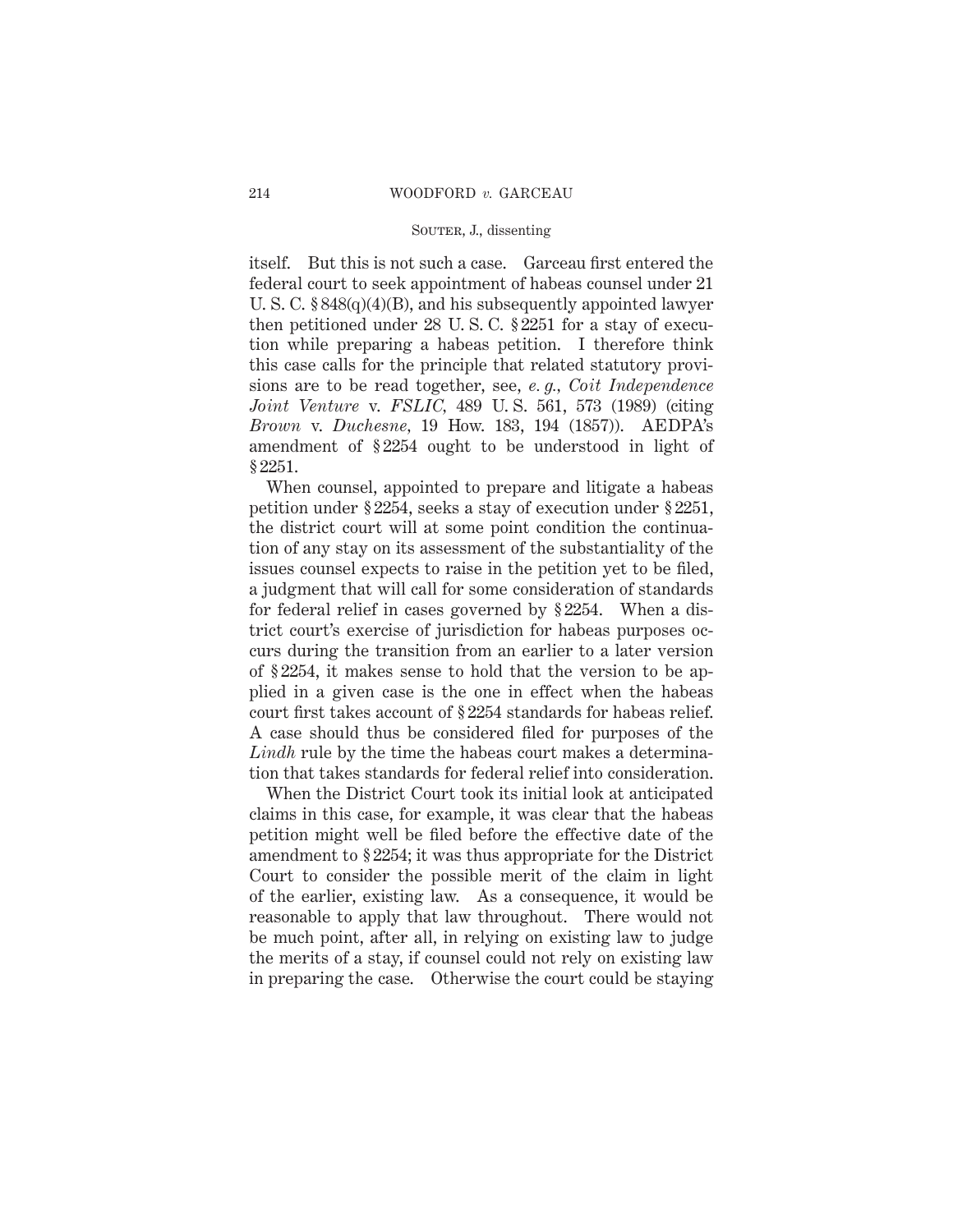itself. But this is not such a case. Garceau first entered the federal court to seek appointment of habeas counsel under 21 U. S. C. § 848(q)(4)(B), and his subsequently appointed lawyer then petitioned under 28 U. S. C. § 2251 for a stay of execution while preparing a habeas petition. I therefore think this case calls for the principle that related statutory provisions are to be read together, see, *e. g., Coit Independence Joint Venture* v. *FSLIC*, 489 U. S. 561, 573 (1989) (citing *Brown* v. *Duchesne*, 19 How. 183, 194 (1857)). AEDPA's amendment of § 2254 ought to be understood in light of § 2251.

When counsel, appointed to prepare and litigate a habeas petition under § 2254, seeks a stay of execution under § 2251, the district court will at some point condition the continuation of any stay on its assessment of the substantiality of the issues counsel expects to raise in the petition yet to be filed, a judgment that will call for some consideration of standards for federal relief in cases governed by § 2254. When a district court's exercise of jurisdiction for habeas purposes occurs during the transition from an earlier to a later version of § 2254, it makes sense to hold that the version to be applied in a given case is the one in effect when the habeas court first takes account of § 2254 standards for habeas relief. A case should thus be considered filed for purposes of the *Lindh* rule by the time the habeas court makes a determination that takes standards for federal relief into consideration.

When the District Court took its initial look at anticipated claims in this case, for example, it was clear that the habeas petition might well be filed before the effective date of the amendment to § 2254; it was thus appropriate for the District Court to consider the possible merit of the claim in light of the earlier, existing law. As a consequence, it would be reasonable to apply that law throughout. There would not be much point, after all, in relying on existing law to judge the merits of a stay, if counsel could not rely on existing law in preparing the case. Otherwise the court could be staying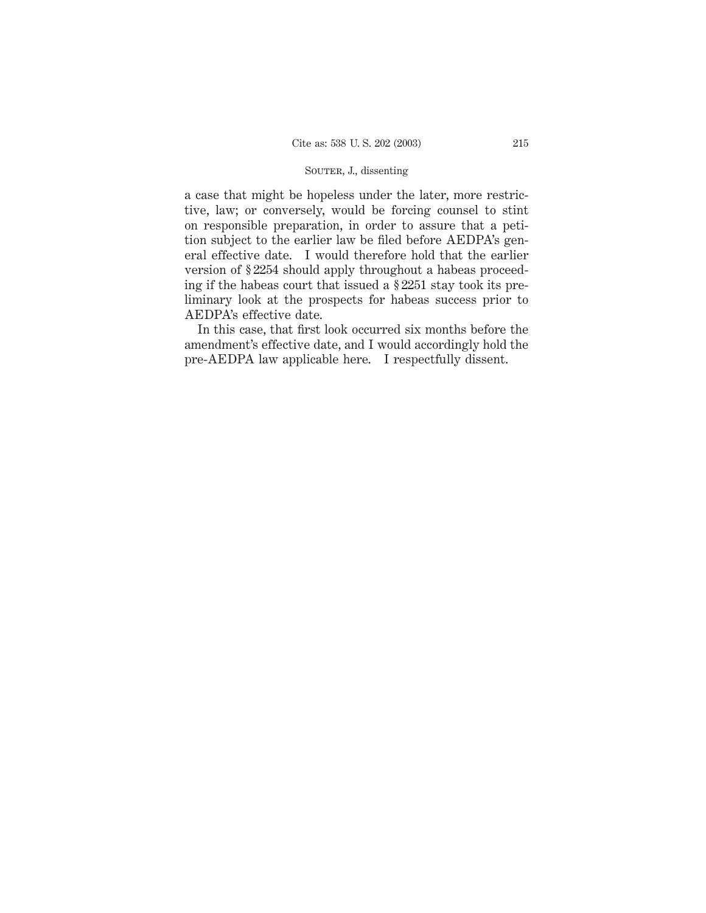a case that might be hopeless under the later, more restrictive, law; or conversely, would be forcing counsel to stint on responsible preparation, in order to assure that a petition subject to the earlier law be filed before AEDPA's general effective date. I would therefore hold that the earlier version of § 2254 should apply throughout a habeas proceeding if the habeas court that issued a § 2251 stay took its preliminary look at the prospects for habeas success prior to AEDPA's effective date.

In this case, that first look occurred six months before the amendment's effective date, and I would accordingly hold the pre-AEDPA law applicable here. I respectfully dissent.